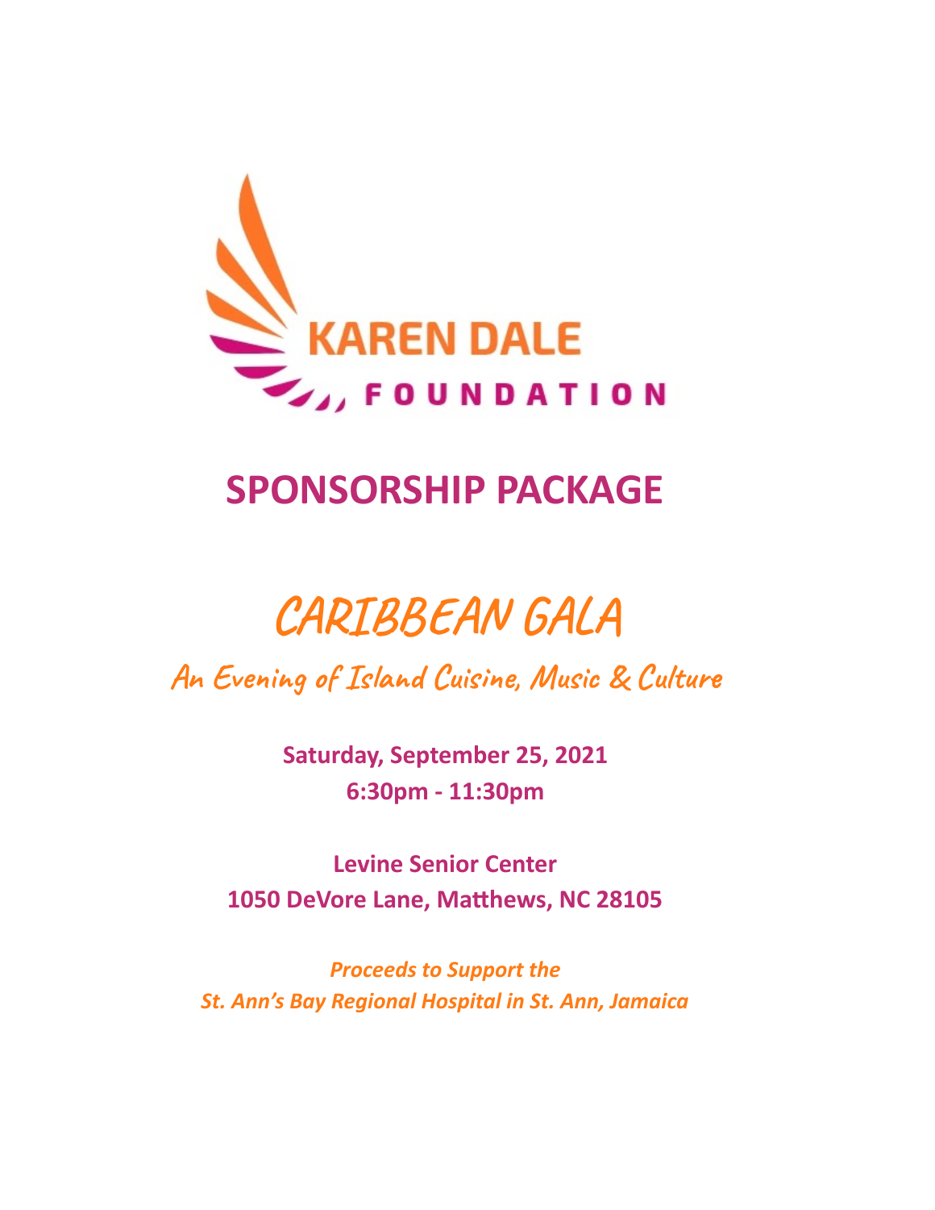KAREN DALE
FOUNDATION

# SPONSORSHIP PACKAGE

# CARIBBEAN GALA

## An Evening of Island Cuisine, Music & Culture

**Saturday, September 25, 2021**
**6:30pm - 11:30pm**

**Levine Senior Center**
**1050 DeVore Lane, Matthews, NC 28105**

***Proceeds to Support the***
***St. Ann's Bay Regional Hospital in St. Ann, Jamaica***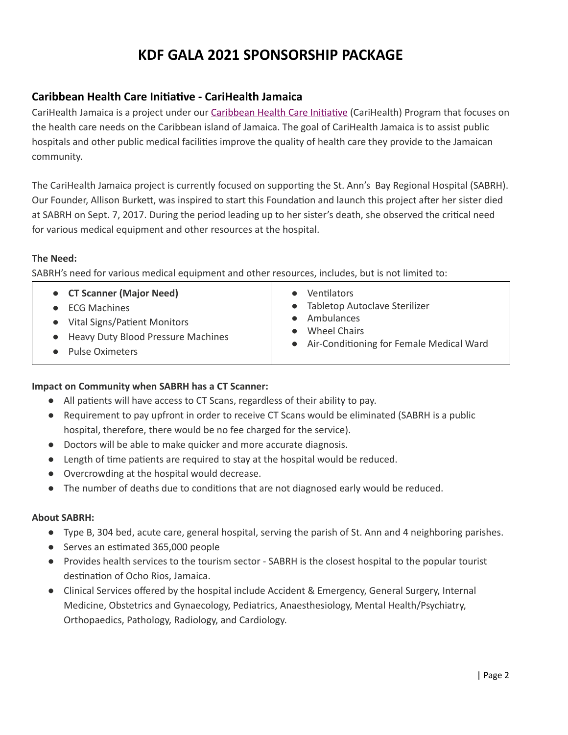# KDF GALA 2021 SPONSORSHIP PACKAGE

## Caribbean Health Care Initiative - CariHealth Jamaica

CariHealth Jamaica is a project under our Caribbean Health Care Initiative (CariHealth) Program that focuses on the health care needs on the Caribbean island of Jamaica. The goal of CariHealth Jamaica is to assist public hospitals and other public medical facilities improve the quality of health care they provide to the Jamaican community.

The CariHealth Jamaica project is currently focused on supporting the St. Ann's Bay Regional Hospital (SABRH). Our Founder, Allison Burkett, was inspired to start this Foundation and launch this project after her sister died at SABRH on Sept. 7, 2017. During the period leading up to her sister's death, she observed the critical need for various medical equipment and other resources at the hospital.

**The Need:**

SABRH's need for various medical equipment and other resources, includes, but is not limited to:

| | |
|---|---|
| • **CT Scanner (Major Need)**<br>• ECG Machines<br>• Vital Signs/Patient Monitors<br>• Heavy Duty Blood Pressure Machines<br>• Pulse Oximeters | • Ventilators<br>• Tabletop Autoclave Sterilizer<br>• Ambulances<br>• Wheel Chairs<br>• Air-Conditioning for Female Medical Ward |

**Impact on Community when SABRH has a CT Scanner:**

- All patients will have access to CT Scans, regardless of their ability to pay.
- Requirement to pay upfront in order to receive CT Scans would be eliminated (SABRH is a public hospital, therefore, there would be no fee charged for the service).
- Doctors will be able to make quicker and more accurate diagnosis.
- Length of time patients are required to stay at the hospital would be reduced.
- Overcrowding at the hospital would decrease.
- The number of deaths due to conditions that are not diagnosed early would be reduced.

**About SABRH:**

- Type B, 304 bed, acute care, general hospital, serving the parish of St. Ann and 4 neighboring parishes.
- Serves an estimated 365,000 people
- Provides health services to the tourism sector - SABRH is the closest hospital to the popular tourist destination of Ocho Rios, Jamaica.
- Clinical Services offered by the hospital include Accident & Emergency, General Surgery, Internal Medicine, Obstetrics and Gynaecology, Pediatrics, Anaesthesiology, Mental Health/Psychiatry, Orthopaedics, Pathology, Radiology, and Cardiology.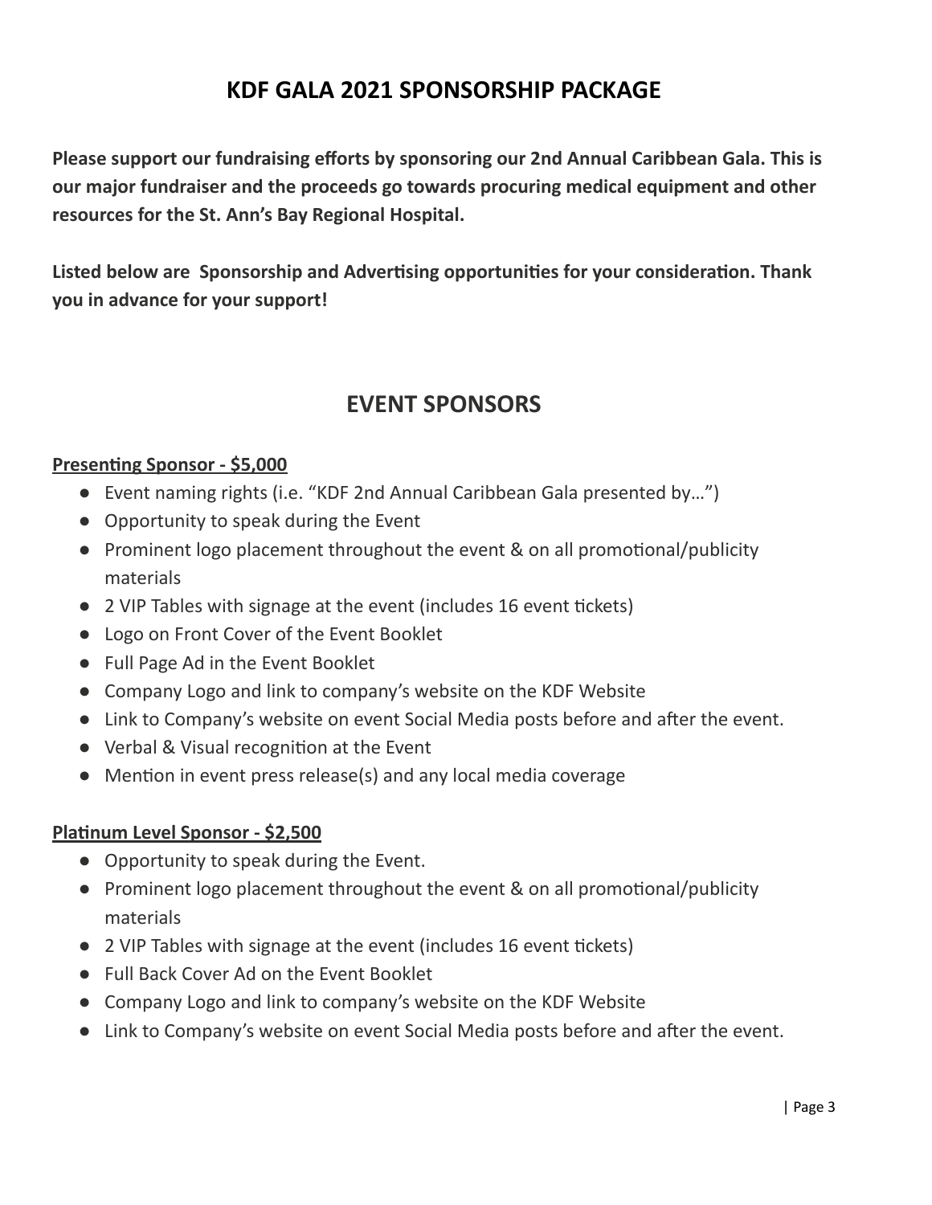# KDF GALA 2021 SPONSORSHIP PACKAGE

**Please support our fundraising efforts by sponsoring our 2nd Annual Caribbean Gala. This is our major fundraiser and the proceeds go towards procuring medical equipment and other resources for the St. Ann's Bay Regional Hospital.**

**Listed below are Sponsorship and Advertising opportunities for your consideration. Thank you in advance for your support!**

## EVENT SPONSORS

**Presenting Sponsor - $5,000**

- Event naming rights (i.e. "KDF 2nd Annual Caribbean Gala presented by…")
- Opportunity to speak during the Event
- Prominent logo placement throughout the event & on all promotional/publicity materials
- 2 VIP Tables with signage at the event (includes 16 event tickets)
- Logo on Front Cover of the Event Booklet
- Full Page Ad in the Event Booklet
- Company Logo and link to company's website on the KDF Website
- Link to Company's website on event Social Media posts before and after the event.
- Verbal & Visual recognition at the Event
- Mention in event press release(s) and any local media coverage

**Platinum Level Sponsor - $2,500**

- Opportunity to speak during the Event.
- Prominent logo placement throughout the event & on all promotional/publicity materials
- 2 VIP Tables with signage at the event (includes 16 event tickets)
- Full Back Cover Ad on the Event Booklet
- Company Logo and link to company's website on the KDF Website
- Link to Company's website on event Social Media posts before and after the event.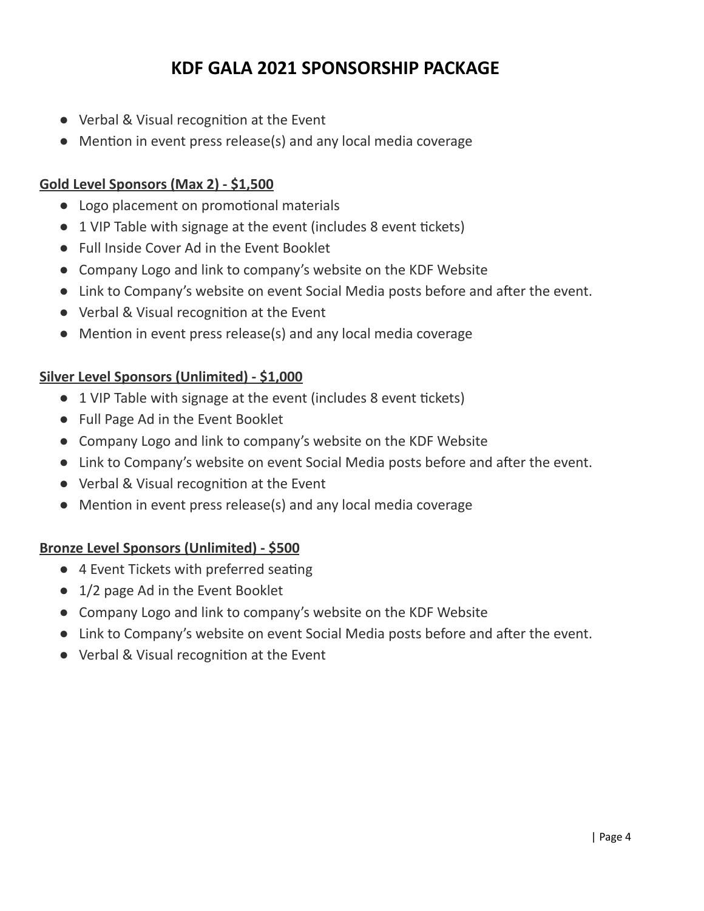# KDF GALA 2021 SPONSORSHIP PACKAGE

- Verbal & Visual recognition at the Event
- Mention in event press release(s) and any local media coverage

**Gold Level Sponsors (Max 2) - $1,500**

- Logo placement on promotional materials
- 1 VIP Table with signage at the event (includes 8 event tickets)
- Full Inside Cover Ad in the Event Booklet
- Company Logo and link to company's website on the KDF Website
- Link to Company's website on event Social Media posts before and after the event.
- Verbal & Visual recognition at the Event
- Mention in event press release(s) and any local media coverage

**Silver Level Sponsors (Unlimited) - $1,000**

- 1 VIP Table with signage at the event (includes 8 event tickets)
- Full Page Ad in the Event Booklet
- Company Logo and link to company's website on the KDF Website
- Link to Company's website on event Social Media posts before and after the event.
- Verbal & Visual recognition at the Event
- Mention in event press release(s) and any local media coverage

**Bronze Level Sponsors (Unlimited) - $500**

- 4 Event Tickets with preferred seating
- 1/2 page Ad in the Event Booklet
- Company Logo and link to company's website on the KDF Website
- Link to Company's website on event Social Media posts before and after the event.
- Verbal & Visual recognition at the Event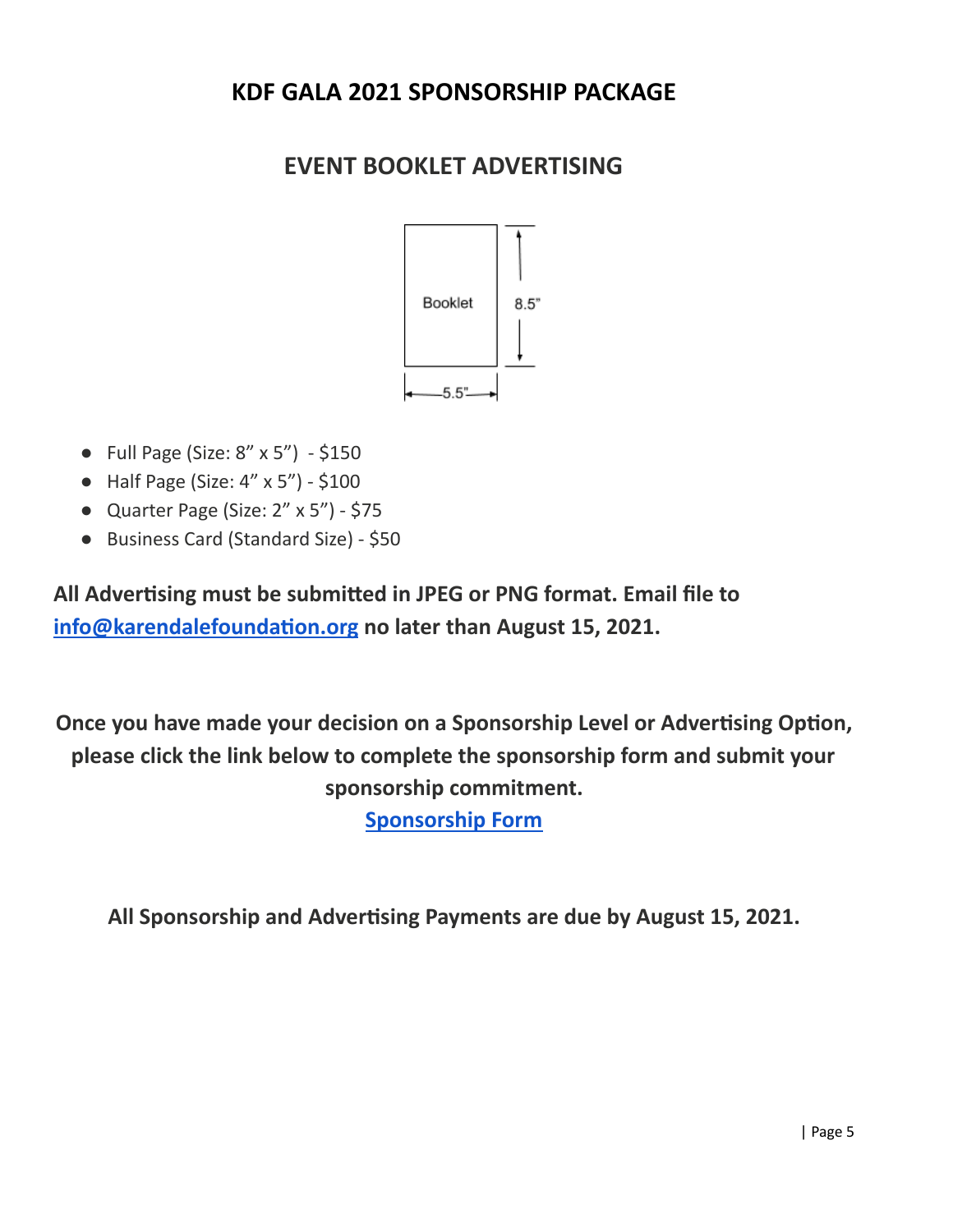# KDF GALA 2021 SPONSORSHIP PACKAGE

## EVENT BOOKLET ADVERTISING

Booklet

8.5"

5.5"

- Full Page (Size: 8" x 5") - $150
- Half Page (Size: 4" x 5") - $100
- Quarter Page (Size: 2" x 5") - $75
- Business Card (Standard Size) - $50

**All Advertising must be submitted in JPEG or PNG format. Email file to [info@karendalefoundation.org](mailto:info@karendalefoundation.org) no later than August 15, 2021.**

**Once you have made your decision on a Sponsorship Level or Advertising Option, please click the link below to complete the sponsorship form and submit your sponsorship commitment.**

**Sponsorship Form**

**All Sponsorship and Advertising Payments are due by August 15, 2021.**